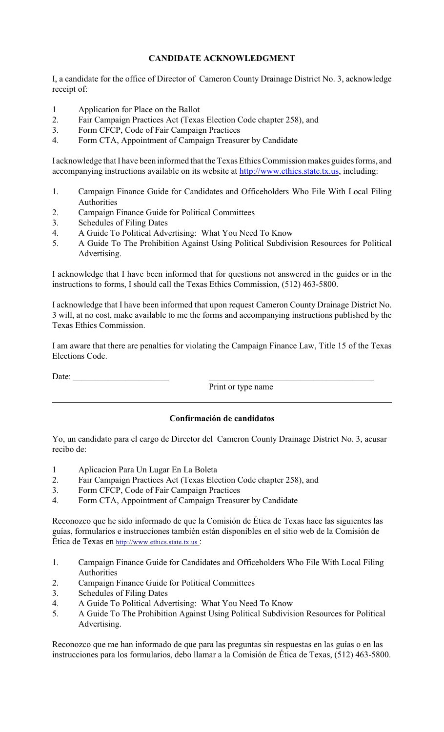**CANDIDATE ACKNOWLEDGMENT**

I, a candidate for the office of Director of Cameron County Drainage District No. 3, acknowledge receipt of:

1 Application for Place on the Ballot
2. Fair Campaign Practices Act (Texas Election Code chapter 258), and
3. Form CFCP, Code of Fair Campaign Practices
4. Form CTA, Appointment of Campaign Treasurer by Candidate

I acknowledge that I have been informed that the Texas Ethics Commission makes guides forms, and accompanying instructions available on its website at http://www.ethics.state.tx.us, including:

1. Campaign Finance Guide for Candidates and Officeholders Who File With Local Filing Authorities
2. Campaign Finance Guide for Political Committees
3. Schedules of Filing Dates
4. A Guide To Political Advertising: What You Need To Know
5. A Guide To The Prohibition Against Using Political Subdivision Resources for Political Advertising.

I acknowledge that I have been informed that for questions not answered in the guides or in the instructions to forms, I should call the Texas Ethics Commission, (512) 463-5800.

I acknowledge that I have been informed that upon request Cameron County Drainage District No. 3 will, at no cost, make available to me the forms and accompanying instructions published by the Texas Ethics Commission.

I am aware that there are penalties for violating the Campaign Finance Law, Title 15 of the Texas Elections Code.

Date: ______________________ ______________________________________
Print or type name

---

**Confirmación de candidatos**

Yo, un candidato para el cargo de Director del Cameron County Drainage District No. 3, acusar recibo de:

1 Aplicacion Para Un Lugar En La Boleta
2. Fair Campaign Practices Act (Texas Election Code chapter 258), and
3. Form CFCP, Code of Fair Campaign Practices
4. Form CTA, Appointment of Campaign Treasurer by Candidate

Reconozco que he sido informado de que la Comisión de Ética de Texas hace las siguientes las guías, formularios e instrucciones también están disponibles en el sitio web de la Comisión de Ética de Texas en http://www.ethics.state.tx.us :

1. Campaign Finance Guide for Candidates and Officeholders Who File With Local Filing Authorities
2. Campaign Finance Guide for Political Committees
3. Schedules of Filing Dates
4. A Guide To Political Advertising: What You Need To Know
5. A Guide To The Prohibition Against Using Political Subdivision Resources for Political Advertising.

Reconozco que me han informado de que para las preguntas sin respuestas en las guías o en las instrucciones para los formularios, debo llamar a la Comisión de Ética de Texas, (512) 463-5800.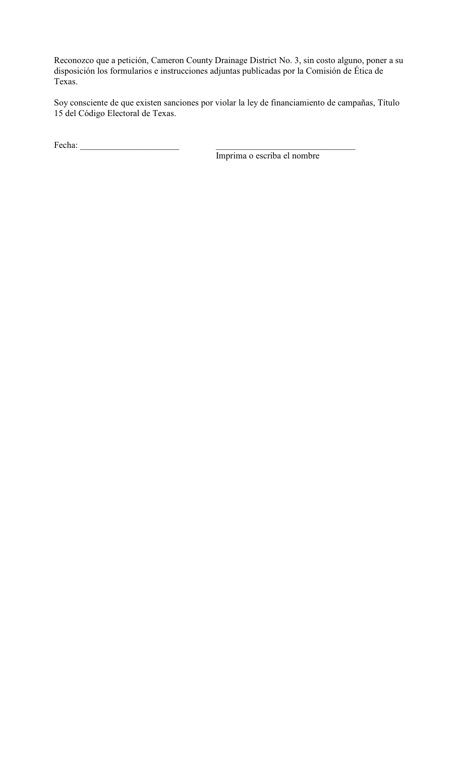Reconozco que a petición, Cameron County Drainage District No. 3, sin costo alguno, poner a su disposición los formularios e instrucciones adjuntas publicadas por la Comisión de Ética de Texas.

Soy consciente de que existen sanciones por violar la ley de financiamiento de campañas, Título 15 del Código Electoral de Texas.

Fecha: ______________________ _______________________________

Imprima o escriba el nombre